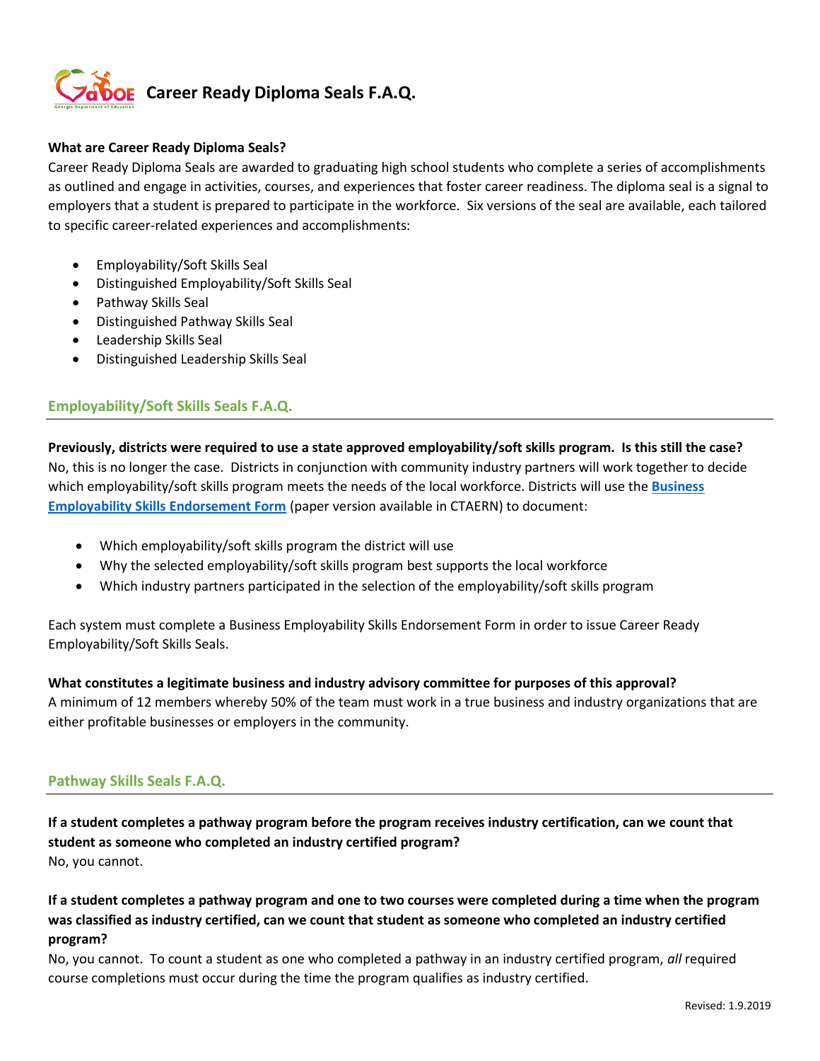# Career Ready Diploma Seals F.A.Q.

**What are Career Ready Diploma Seals?**

Career Ready Diploma Seals are awarded to graduating high school students who complete a series of accomplishments as outlined and engage in activities, courses, and experiences that foster career readiness. The diploma seal is a signal to employers that a student is prepared to participate in the workforce. Six versions of the seal are available, each tailored to specific career-related experiences and accomplishments:

- Employability/Soft Skills Seal
- Distinguished Employability/Soft Skills Seal
- Pathway Skills Seal
- Distinguished Pathway Skills Seal
- Leadership Skills Seal
- Distinguished Leadership Skills Seal

## Employability/Soft Skills Seals F.A.Q.

**Previously, districts were required to use a state approved employability/soft skills program. Is this still the case?**

No, this is no longer the case. Districts in conjunction with community industry partners will work together to decide which employability/soft skills program meets the needs of the local workforce. Districts will use the **Business Employability Skills Endorsement Form** (paper version available in CTAERN) to document:

- Which employability/soft skills program the district will use
- Why the selected employability/soft skills program best supports the local workforce
- Which industry partners participated in the selection of the employability/soft skills program

Each system must complete a Business Employability Skills Endorsement Form in order to issue Career Ready Employability/Soft Skills Seals.

**What constitutes a legitimate business and industry advisory committee for purposes of this approval?**

A minimum of 12 members whereby 50% of the team must work in a true business and industry organizations that are either profitable businesses or employers in the community.

## Pathway Skills Seals F.A.Q.

**If a student completes a pathway program before the program receives industry certification, can we count that student as someone who completed an industry certified program?**

No, you cannot.

**If a student completes a pathway program and one to two courses were completed during a time when the program was classified as industry certified, can we count that student as someone who completed an industry certified program?**

No, you cannot. To count a student as one who completed a pathway in an industry certified program, *all* required course completions must occur during the time the program qualifies as industry certified.

Revised: 1.9.2019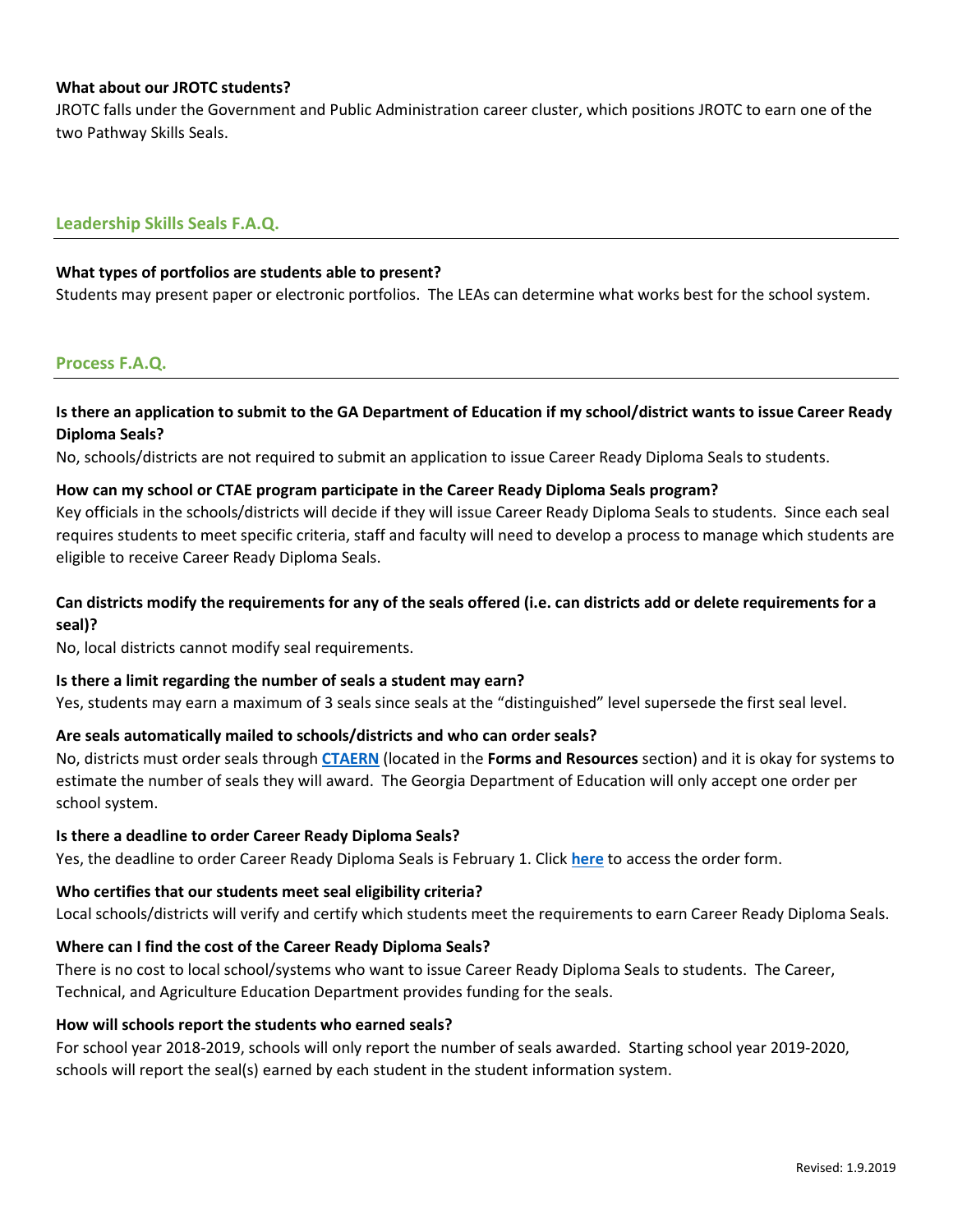**What about our JROTC students?**

JROTC falls under the Government and Public Administration career cluster, which positions JROTC to earn one of the two Pathway Skills Seals.

## Leadership Skills Seals F.A.Q.

**What types of portfolios are students able to present?**

Students may present paper or electronic portfolios. The LEAs can determine what works best for the school system.

## Process F.A.Q.

**Is there an application to submit to the GA Department of Education if my school/district wants to issue Career Ready Diploma Seals?**

No, schools/districts are not required to submit an application to issue Career Ready Diploma Seals to students.

**How can my school or CTAE program participate in the Career Ready Diploma Seals program?**

Key officials in the schools/districts will decide if they will issue Career Ready Diploma Seals to students. Since each seal requires students to meet specific criteria, staff and faculty will need to develop a process to manage which students are eligible to receive Career Ready Diploma Seals.

**Can districts modify the requirements for any of the seals offered (i.e. can districts add or delete requirements for a seal)?**

No, local districts cannot modify seal requirements.

**Is there a limit regarding the number of seals a student may earn?**

Yes, students may earn a maximum of 3 seals since seals at the "distinguished" level supersede the first seal level.

**Are seals automatically mailed to schools/districts and who can order seals?**

No, districts must order seals through **CTAERN** (located in the **Forms and Resources** section) and it is okay for systems to estimate the number of seals they will award. The Georgia Department of Education will only accept one order per school system.

**Is there a deadline to order Career Ready Diploma Seals?**

Yes, the deadline to order Career Ready Diploma Seals is February 1. Click **here** to access the order form.

**Who certifies that our students meet seal eligibility criteria?**

Local schools/districts will verify and certify which students meet the requirements to earn Career Ready Diploma Seals.

**Where can I find the cost of the Career Ready Diploma Seals?**

There is no cost to local school/systems who want to issue Career Ready Diploma Seals to students. The Career, Technical, and Agriculture Education Department provides funding for the seals.

**How will schools report the students who earned seals?**

For school year 2018-2019, schools will only report the number of seals awarded. Starting school year 2019-2020, schools will report the seal(s) earned by each student in the student information system.

Revised: 1.9.2019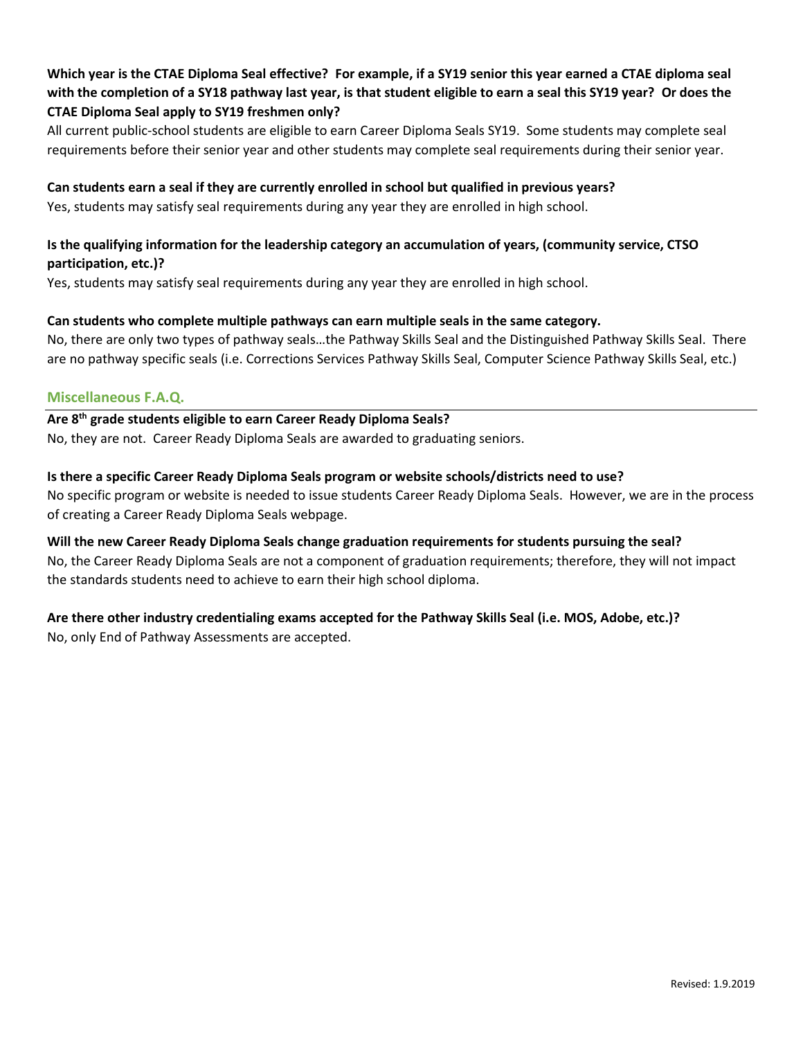**Which year is the CTAE Diploma Seal effective? For example, if a SY19 senior this year earned a CTAE diploma seal with the completion of a SY18 pathway last year, is that student eligible to earn a seal this SY19 year? Or does the CTAE Diploma Seal apply to SY19 freshmen only?**

All current public-school students are eligible to earn Career Diploma Seals SY19. Some students may complete seal requirements before their senior year and other students may complete seal requirements during their senior year.

**Can students earn a seal if they are currently enrolled in school but qualified in previous years?**

Yes, students may satisfy seal requirements during any year they are enrolled in high school.

**Is the qualifying information for the leadership category an accumulation of years, (community service, CTSO participation, etc.)?**

Yes, students may satisfy seal requirements during any year they are enrolled in high school.

**Can students who complete multiple pathways can earn multiple seals in the same category.**

No, there are only two types of pathway seals…the Pathway Skills Seal and the Distinguished Pathway Skills Seal. There are no pathway specific seals (i.e. Corrections Services Pathway Skills Seal, Computer Science Pathway Skills Seal, etc.)

## Miscellaneous F.A.Q.

**Are 8th grade students eligible to earn Career Ready Diploma Seals?**

No, they are not. Career Ready Diploma Seals are awarded to graduating seniors.

**Is there a specific Career Ready Diploma Seals program or website schools/districts need to use?**

No specific program or website is needed to issue students Career Ready Diploma Seals. However, we are in the process of creating a Career Ready Diploma Seals webpage.

**Will the new Career Ready Diploma Seals change graduation requirements for students pursuing the seal?**

No, the Career Ready Diploma Seals are not a component of graduation requirements; therefore, they will not impact the standards students need to achieve to earn their high school diploma.

**Are there other industry credentialing exams accepted for the Pathway Skills Seal (i.e. MOS, Adobe, etc.)?**

No, only End of Pathway Assessments are accepted.

Revised: 1.9.2019